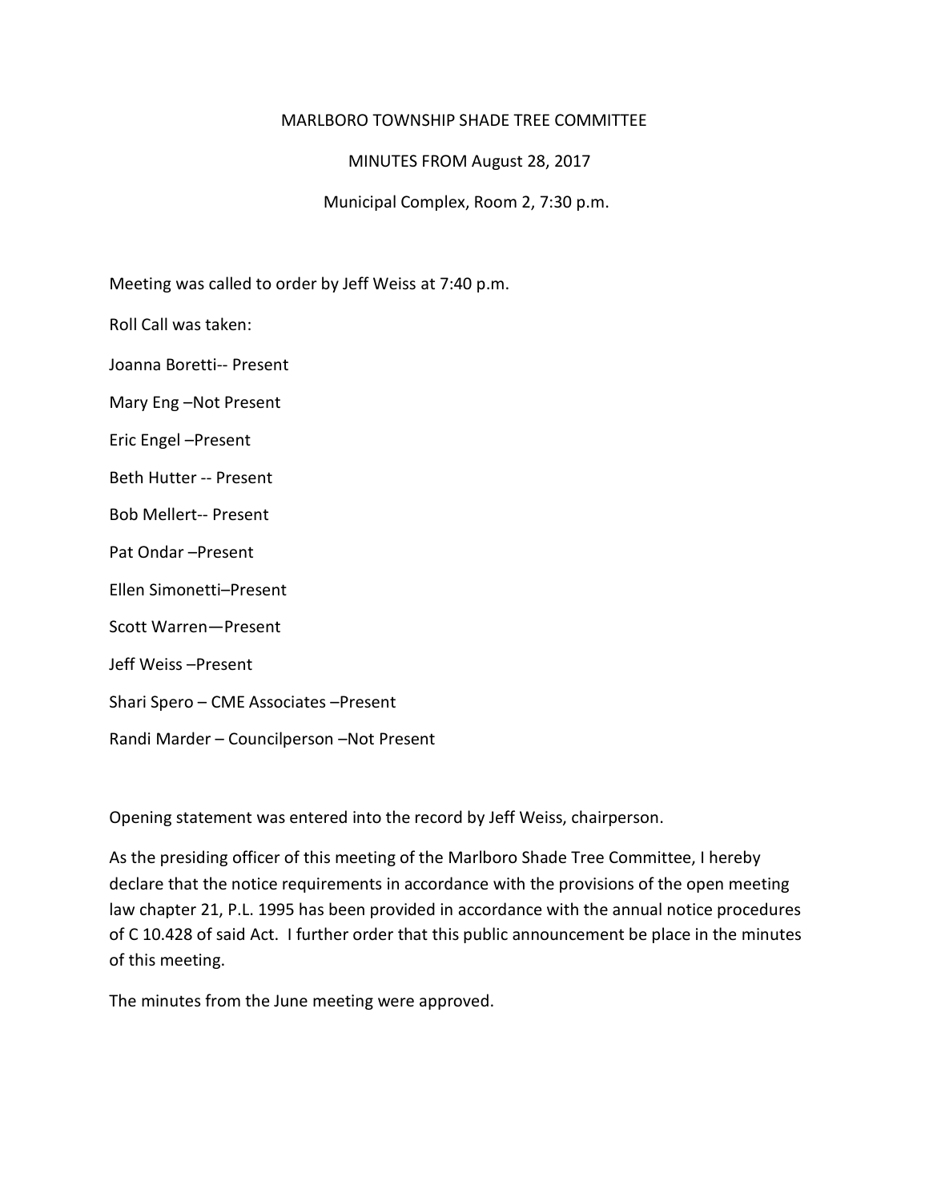MARLBORO TOWNSHIP SHADE TREE COMMITTEE

MINUTES FROM August 28, 2017

Municipal Complex, Room 2, 7:30 p.m.

Meeting was called to order by Jeff Weiss at 7:40 p.m.

Roll Call was taken:

Joanna Boretti-- Present

Mary Eng –Not Present

Eric Engel –Present

Beth Hutter -- Present

Bob Mellert-- Present

Pat Ondar –Present

Ellen Simonetti–Present

Scott Warren—Present

Jeff Weiss –Present

Shari Spero – CME Associates –Present

Randi Marder – Councilperson –Not Present

Opening statement was entered into the record by Jeff Weiss, chairperson.

As the presiding officer of this meeting of the Marlboro Shade Tree Committee, I hereby declare that the notice requirements in accordance with the provisions of the open meeting law chapter 21, P.L. 1995 has been provided in accordance with the annual notice procedures of C 10.428 of said Act. I further order that this public announcement be place in the minutes of this meeting.

The minutes from the June meeting were approved.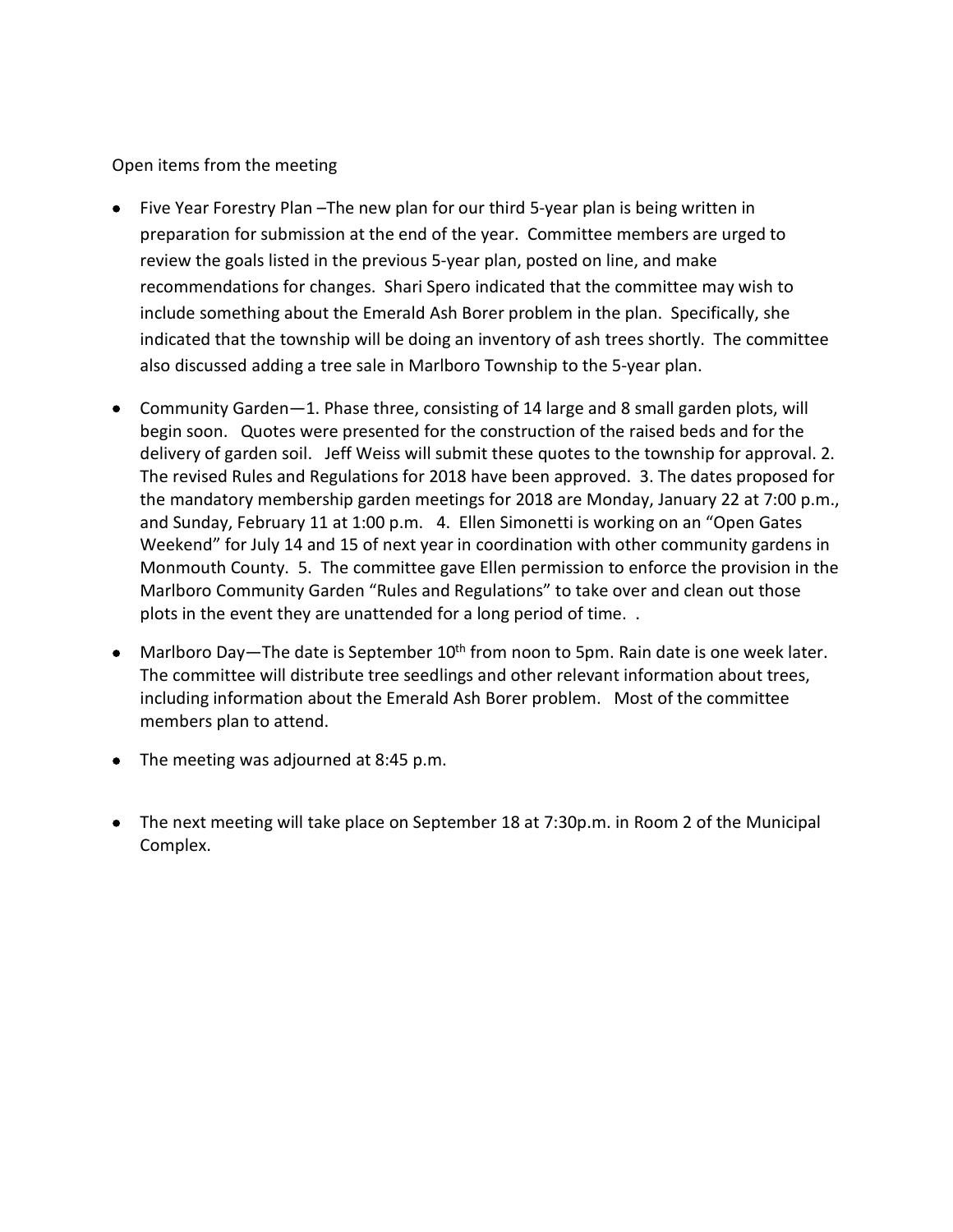Open items from the meeting

- Five Year Forestry Plan –The new plan for our third 5-year plan is being written in preparation for submission at the end of the year. Committee members are urged to review the goals listed in the previous 5-year plan, posted on line, and make recommendations for changes. Shari Spero indicated that the committee may wish to include something about the Emerald Ash Borer problem in the plan. Specifically, she indicated that the township will be doing an inventory of ash trees shortly. The committee also discussed adding a tree sale in Marlboro Township to the 5-year plan.

- Community Garden—1. Phase three, consisting of 14 large and 8 small garden plots, will begin soon. Quotes were presented for the construction of the raised beds and for the delivery of garden soil. Jeff Weiss will submit these quotes to the township for approval. 2. The revised Rules and Regulations for 2018 have been approved. 3. The dates proposed for the mandatory membership garden meetings for 2018 are Monday, January 22 at 7:00 p.m., and Sunday, February 11 at 1:00 p.m. 4. Ellen Simonetti is working on an "Open Gates Weekend" for July 14 and 15 of next year in coordination with other community gardens in Monmouth County. 5. The committee gave Ellen permission to enforce the provision in the Marlboro Community Garden "Rules and Regulations" to take over and clean out those plots in the event they are unattended for a long period of time. .

- Marlboro Day—The date is September 10th from noon to 5pm. Rain date is one week later. The committee will distribute tree seedlings and other relevant information about trees, including information about the Emerald Ash Borer problem. Most of the committee members plan to attend.

- The meeting was adjourned at 8:45 p.m.

- The next meeting will take place on September 18 at 7:30p.m. in Room 2 of the Municipal Complex.